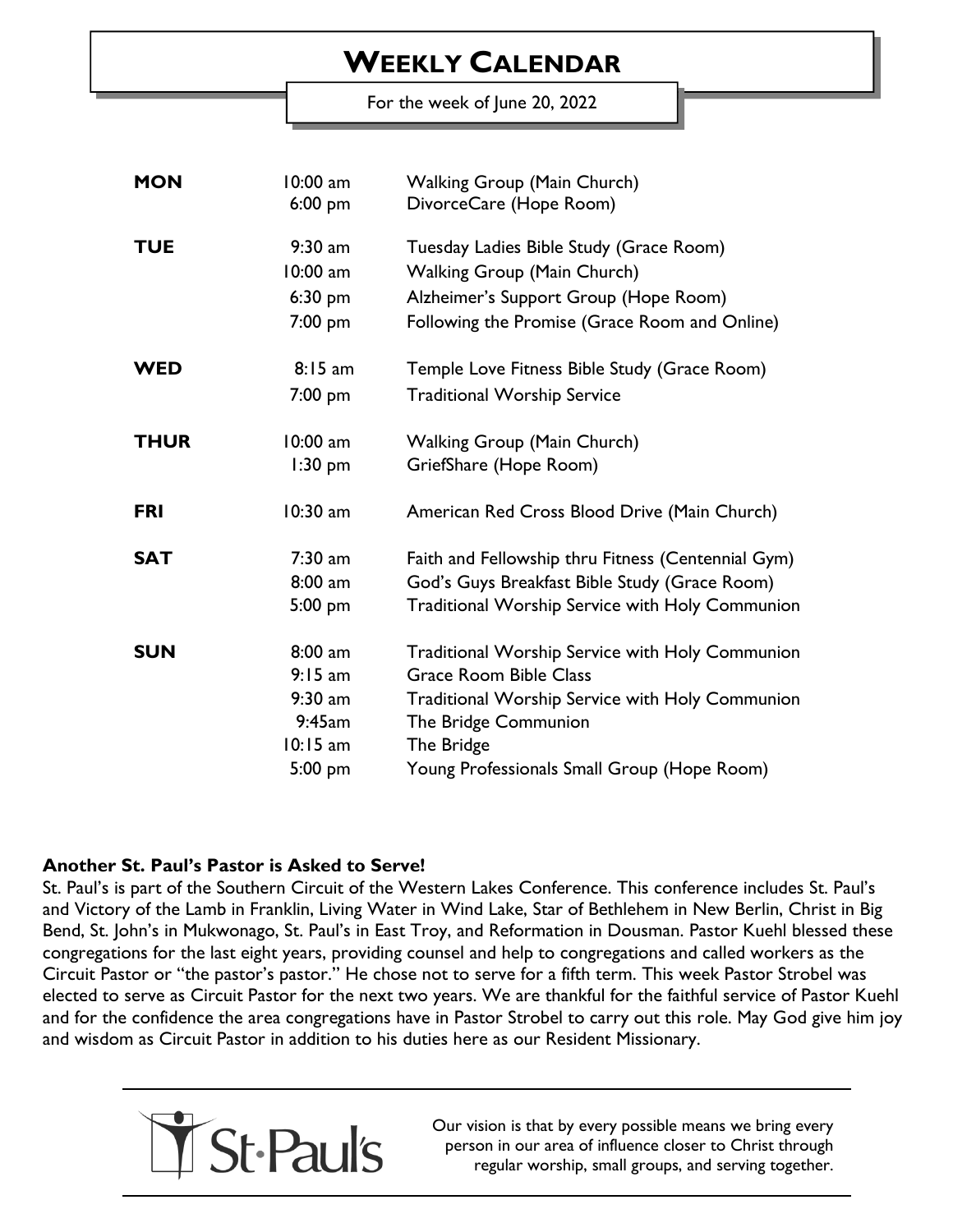# WEEKLY CALENDAR

For the week of June 20, 2022

| | | |
|---|---|---|
| **MON** | 10:00 am | Walking Group (Main Church) |
| | 6:00 pm | DivorceCare (Hope Room) |
| **TUE** | 9:30 am | Tuesday Ladies Bible Study (Grace Room) |
| | 10:00 am | Walking Group (Main Church) |
| | 6:30 pm | Alzheimer's Support Group (Hope Room) |
| | 7:00 pm | Following the Promise (Grace Room and Online) |
| **WED** | 8:15 am | Temple Love Fitness Bible Study (Grace Room) |
| | 7:00 pm | Traditional Worship Service |
| **THUR** | 10:00 am | Walking Group (Main Church) |
| | 1:30 pm | GriefShare (Hope Room) |
| **FRI** | 10:30 am | American Red Cross Blood Drive (Main Church) |
| **SAT** | 7:30 am | Faith and Fellowship thru Fitness (Centennial Gym) |
| | 8:00 am | God's Guys Breakfast Bible Study (Grace Room) |
| | 5:00 pm | Traditional Worship Service with Holy Communion |
| **SUN** | 8:00 am | Traditional Worship Service with Holy Communion |
| | 9:15 am | Grace Room Bible Class |
| | 9:30 am | Traditional Worship Service with Holy Communion |
| | 9:45am | The Bridge Communion |
| | 10:15 am | The Bridge |
| | 5:00 pm | Young Professionals Small Group (Hope Room) |

**Another St. Paul's Pastor is Asked to Serve!**

St. Paul's is part of the Southern Circuit of the Western Lakes Conference. This conference includes St. Paul's and Victory of the Lamb in Franklin, Living Water in Wind Lake, Star of Bethlehem in New Berlin, Christ in Big Bend, St. John's in Mukwonago, St. Paul's in East Troy, and Reformation in Dousman. Pastor Kuehl blessed these congregations for the last eight years, providing counsel and help to congregations and called workers as the Circuit Pastor or "the pastor's pastor." He chose not to serve for a fifth term. This week Pastor Strobel was elected to serve as Circuit Pastor for the next two years. We are thankful for the faithful service of Pastor Kuehl and for the confidence the area congregations have in Pastor Strobel to carry out this role. May God give him joy and wisdom as Circuit Pastor in addition to his duties here as our Resident Missionary.

St·Paul's

Our vision is that by every possible means we bring every person in our area of influence closer to Christ through regular worship, small groups, and serving together.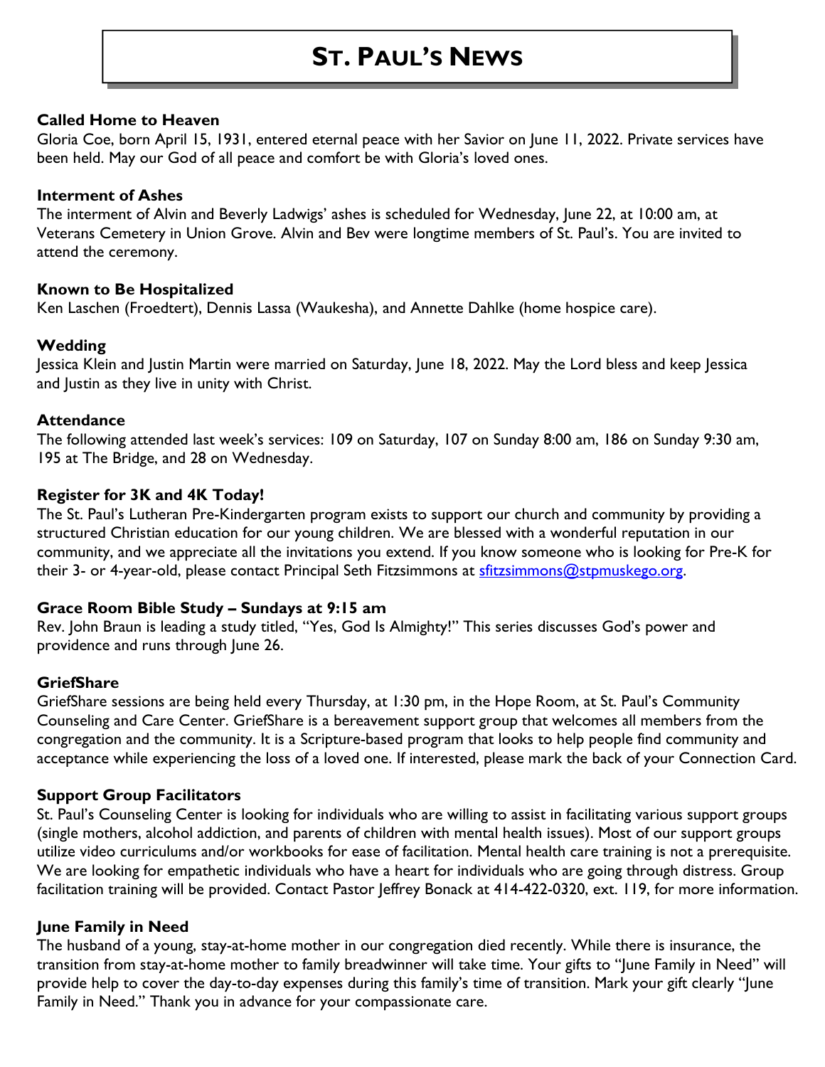# ST. PAUL'S NEWS

**Called Home to Heaven**

Gloria Coe, born April 15, 1931, entered eternal peace with her Savior on June 11, 2022. Private services have been held. May our God of all peace and comfort be with Gloria's loved ones.

**Interment of Ashes**

The interment of Alvin and Beverly Ladwigs' ashes is scheduled for Wednesday, June 22, at 10:00 am, at Veterans Cemetery in Union Grove. Alvin and Bev were longtime members of St. Paul's. You are invited to attend the ceremony.

**Known to Be Hospitalized**

Ken Laschen (Froedtert), Dennis Lassa (Waukesha), and Annette Dahlke (home hospice care).

**Wedding**

Jessica Klein and Justin Martin were married on Saturday, June 18, 2022. May the Lord bless and keep Jessica and Justin as they live in unity with Christ.

**Attendance**

The following attended last week's services: 109 on Saturday, 107 on Sunday 8:00 am, 186 on Sunday 9:30 am, 195 at The Bridge, and 28 on Wednesday.

**Register for 3K and 4K Today!**

The St. Paul's Lutheran Pre-Kindergarten program exists to support our church and community by providing a structured Christian education for our young children. We are blessed with a wonderful reputation in our community, and we appreciate all the invitations you extend. If you know someone who is looking for Pre-K for their 3- or 4-year-old, please contact Principal Seth Fitzsimmons at sfitzsimmons@stpmuskego.org.

**Grace Room Bible Study – Sundays at 9:15 am**

Rev. John Braun is leading a study titled, "Yes, God Is Almighty!" This series discusses God's power and providence and runs through June 26.

**GriefShare**

GriefShare sessions are being held every Thursday, at 1:30 pm, in the Hope Room, at St. Paul's Community Counseling and Care Center. GriefShare is a bereavement support group that welcomes all members from the congregation and the community. It is a Scripture-based program that looks to help people find community and acceptance while experiencing the loss of a loved one. If interested, please mark the back of your Connection Card.

**Support Group Facilitators**

St. Paul's Counseling Center is looking for individuals who are willing to assist in facilitating various support groups (single mothers, alcohol addiction, and parents of children with mental health issues). Most of our support groups utilize video curriculums and/or workbooks for ease of facilitation. Mental health care training is not a prerequisite. We are looking for empathetic individuals who have a heart for individuals who are going through distress. Group facilitation training will be provided. Contact Pastor Jeffrey Bonack at 414-422-0320, ext. 119, for more information.

**June Family in Need**

The husband of a young, stay-at-home mother in our congregation died recently. While there is insurance, the transition from stay-at-home mother to family breadwinner will take time. Your gifts to "June Family in Need" will provide help to cover the day-to-day expenses during this family's time of transition. Mark your gift clearly "June Family in Need." Thank you in advance for your compassionate care.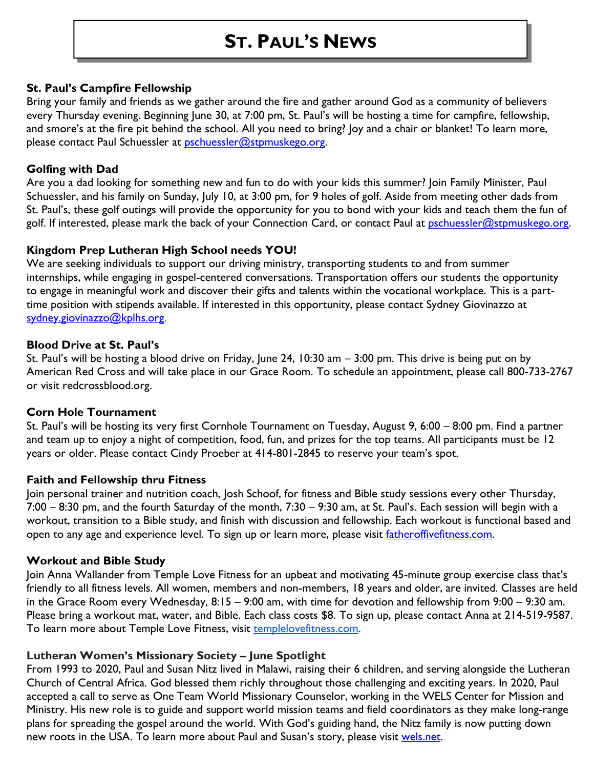# ST. PAUL'S NEWS

**St. Paul's Campfire Fellowship**

Bring your family and friends as we gather around the fire and gather around God as a community of believers every Thursday evening. Beginning June 30, at 7:00 pm, St. Paul's will be hosting a time for campfire, fellowship, and smore's at the fire pit behind the school. All you need to bring? Joy and a chair or blanket! To learn more, please contact Paul Schuessler at pschuessler@stpmuskego.org.

**Golfing with Dad**

Are you a dad looking for something new and fun to do with your kids this summer? Join Family Minister, Paul Schuessler, and his family on Sunday, July 10, at 3:00 pm, for 9 holes of golf. Aside from meeting other dads from St. Paul's, these golf outings will provide the opportunity for you to bond with your kids and teach them the fun of golf. If interested, please mark the back of your Connection Card, or contact Paul at pschuessler@stpmuskego.org.

**Kingdom Prep Lutheran High School needs YOU!**

We are seeking individuals to support our driving ministry, transporting students to and from summer internships, while engaging in gospel-centered conversations. Transportation offers our students the opportunity to engage in meaningful work and discover their gifts and talents within the vocational workplace. This is a part-time position with stipends available. If interested in this opportunity, please contact Sydney Giovinazzo at sydney.giovinazzo@kplhs.org.

**Blood Drive at St. Paul's**

St. Paul's will be hosting a blood drive on Friday, June 24, 10:30 am – 3:00 pm. This drive is being put on by American Red Cross and will take place in our Grace Room. To schedule an appointment, please call 800-733-2767 or visit redcrossblood.org.

**Corn Hole Tournament**

St. Paul's will be hosting its very first Cornhole Tournament on Tuesday, August 9, 6:00 – 8:00 pm. Find a partner and team up to enjoy a night of competition, food, fun, and prizes for the top teams. All participants must be 12 years or older. Please contact Cindy Proeber at 414-801-2845 to reserve your team's spot.

**Faith and Fellowship thru Fitness**

Join personal trainer and nutrition coach, Josh Schoof, for fitness and Bible study sessions every other Thursday, 7:00 – 8:30 pm, and the fourth Saturday of the month, 7:30 – 9:30 am, at St. Paul's. Each session will begin with a workout, transition to a Bible study, and finish with discussion and fellowship. Each workout is functional based and open to any age and experience level. To sign up or learn more, please visit fatheroffivefitness.com.

**Workout and Bible Study**

Join Anna Wallander from Temple Love Fitness for an upbeat and motivating 45-minute group exercise class that's friendly to all fitness levels. All women, members and non-members, 18 years and older, are invited. Classes are held in the Grace Room every Wednesday, 8:15 – 9:00 am, with time for devotion and fellowship from 9:00 – 9:30 am. Please bring a workout mat, water, and Bible. Each class costs $8. To sign up, please contact Anna at 214-519-9587. To learn more about Temple Love Fitness, visit templelovefitness.com.

**Lutheran Women's Missionary Society – June Spotlight**

From 1993 to 2020, Paul and Susan Nitz lived in Malawi, raising their 6 children, and serving alongside the Lutheran Church of Central Africa. God blessed them richly throughout those challenging and exciting years. In 2020, Paul accepted a call to serve as One Team World Missionary Counselor, working in the WELS Center for Mission and Ministry. His new role is to guide and support world mission teams and field coordinators as they make long-range plans for spreading the gospel around the world. With God's guiding hand, the Nitz family is now putting down new roots in the USA. To learn more about Paul and Susan's story, please visit wels.net.